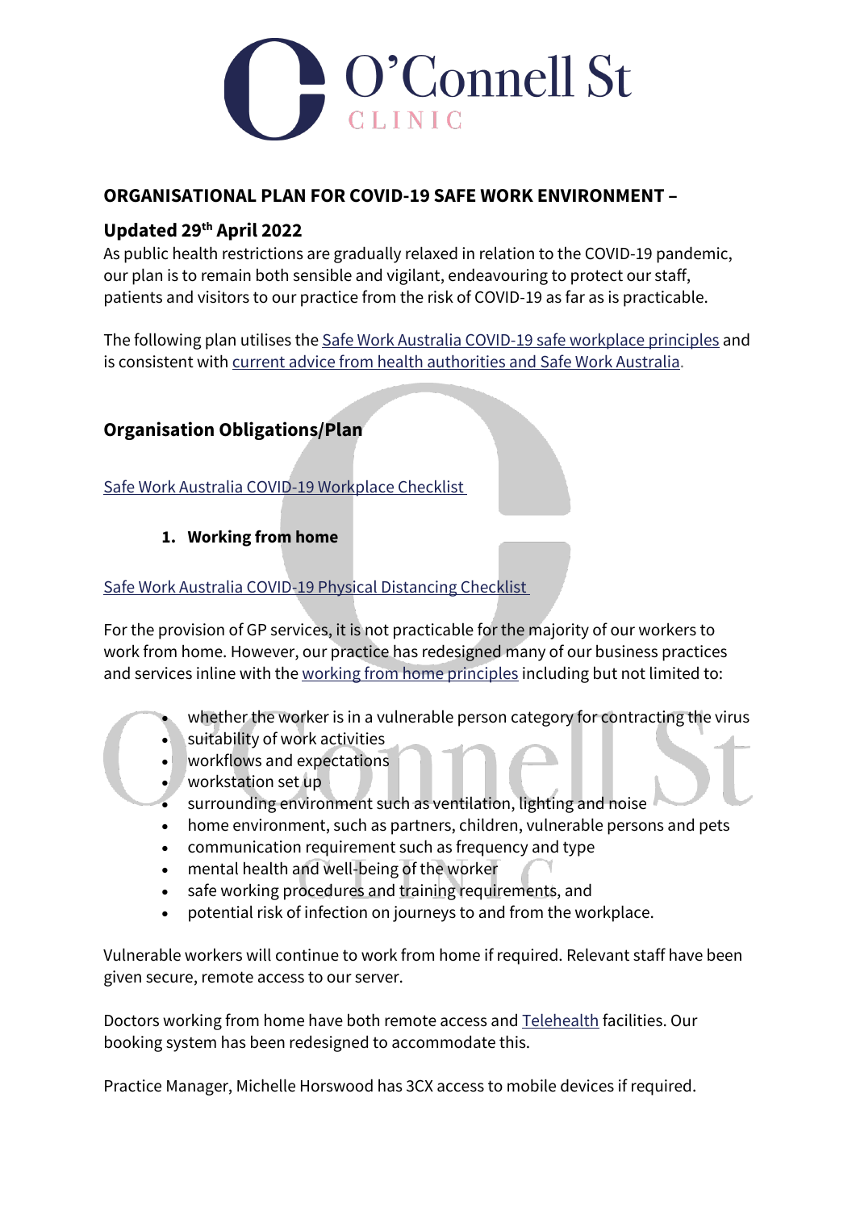# O'Connell St CLINIC

## ORGANISATIONAL PLAN FOR COVID-19 SAFE WORK ENVIRONMENT –

## Updated 29th April 2022

As public health restrictions are gradually relaxed in relation to the COVID-19 pandemic, our plan is to remain both sensible and vigilant, endeavouring to protect our staff, patients and visitors to our practice from the risk of COVID-19 as far as is practicable.

The following plan utilises the Safe Work Australia COVID-19 safe workplace principles and is consistent with current advice from health authorities and Safe Work Australia.

## Organisation Obligations/Plan

Safe Work Australia COVID-19 Workplace Checklist

### 1. Working from home

Safe Work Australia COVID-19 Physical Distancing Checklist

For the provision of GP services, it is not practicable for the majority of our workers to work from home. However, our practice has redesigned many of our business practices and services inline with the working from home principles including but not limited to:

- whether the worker is in a vulnerable person category for contracting the virus
- suitability of work activities
- workflows and expectations
- workstation set up
- surrounding environment such as ventilation, lighting and noise
- home environment, such as partners, children, vulnerable persons and pets
- communication requirement such as frequency and type
- mental health and well-being of the worker
- safe working procedures and training requirements, and
- potential risk of infection on journeys to and from the workplace.

Vulnerable workers will continue to work from home if required. Relevant staff have been given secure, remote access to our server.

Doctors working from home have both remote access and Telehealth facilities. Our booking system has been redesigned to accommodate this.

Practice Manager, Michelle Horswood has 3CX access to mobile devices if required.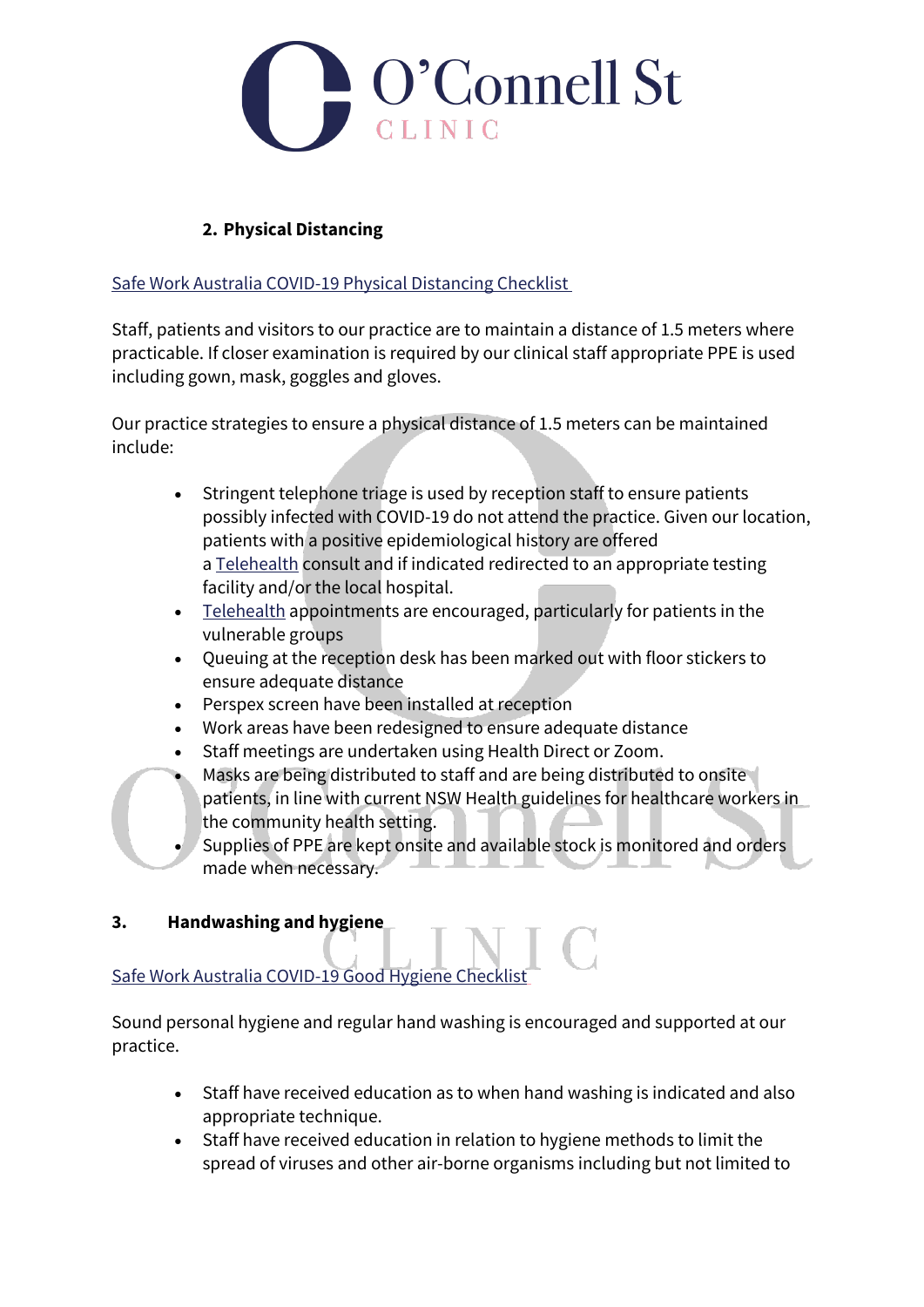## 2. Physical Distancing

Safe Work Australia COVID-19 Physical Distancing Checklist

Staff, patients and visitors to our practice are to maintain a distance of 1.5 meters where practicable. If closer examination is required by our clinical staff appropriate PPE is used including gown, mask, goggles and gloves.

Our practice strategies to ensure a physical distance of 1.5 meters can be maintained include:

- Stringent telephone triage is used by reception staff to ensure patients possibly infected with COVID-19 do not attend the practice. Given our location, patients with a positive epidemiological history are offered a Telehealth consult and if indicated redirected to an appropriate testing facility and/or the local hospital.
- Telehealth appointments are encouraged, particularly for patients in the vulnerable groups
- Queuing at the reception desk has been marked out with floor stickers to ensure adequate distance
- Perspex screen have been installed at reception
- Work areas have been redesigned to ensure adequate distance
- Staff meetings are undertaken using Health Direct or Zoom.
- Masks are being distributed to staff and are being distributed to onsite patients, in line with current NSW Health guidelines for healthcare workers in the community health setting.
- Supplies of PPE are kept onsite and available stock is monitored and orders made when necessary.

## 3. Handwashing and hygiene

Safe Work Australia COVID-19 Good Hygiene Checklist

Sound personal hygiene and regular hand washing is encouraged and supported at our practice.

- Staff have received education as to when hand washing is indicated and also appropriate technique.
- Staff have received education in relation to hygiene methods to limit the spread of viruses and other air-borne organisms including but not limited to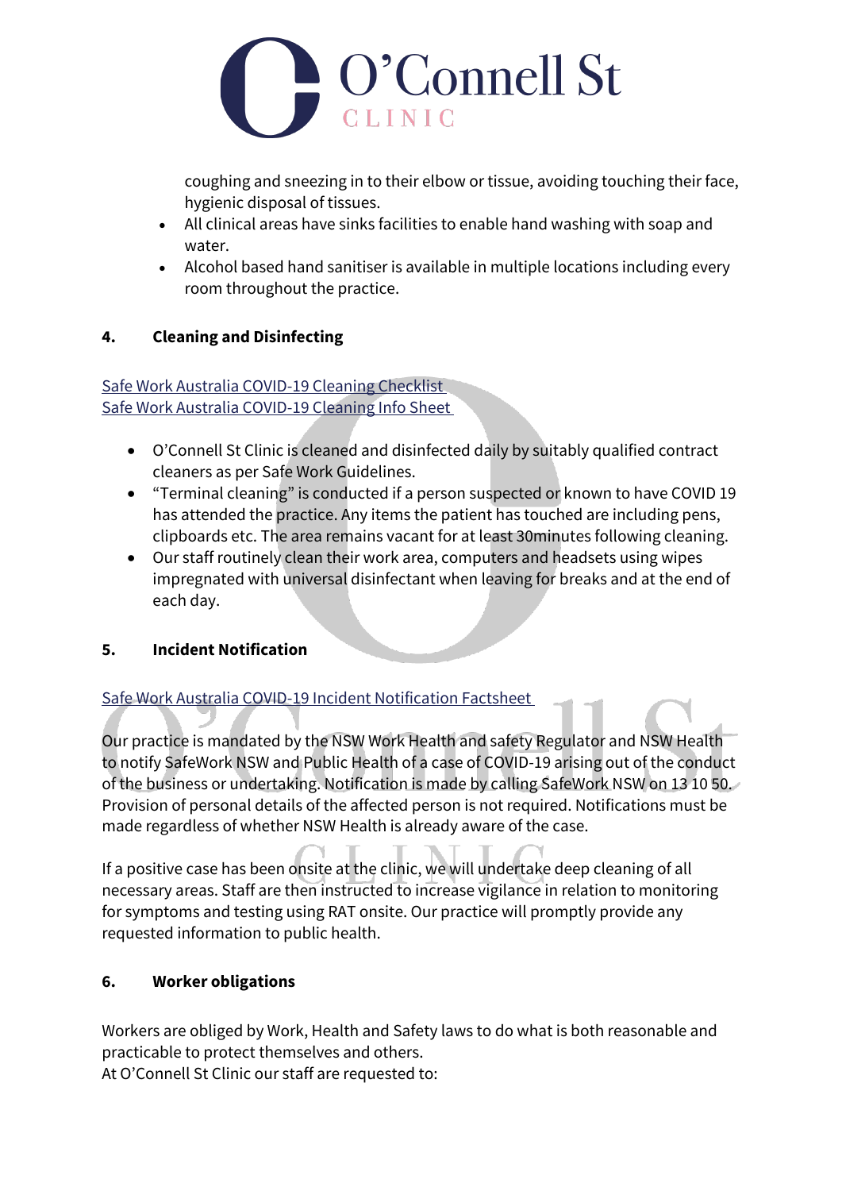coughing and sneezing in to their elbow or tissue, avoiding touching their face, hygienic disposal of tissues.

- All clinical areas have sinks facilities to enable hand washing with soap and water.
- Alcohol based hand sanitiser is available in multiple locations including every room throughout the practice.

**4. Cleaning and Disinfecting**

Safe Work Australia COVID-19 Cleaning Checklist
Safe Work Australia COVID-19 Cleaning Info Sheet

- O'Connell St Clinic is cleaned and disinfected daily by suitably qualified contract cleaners as per Safe Work Guidelines.
- "Terminal cleaning" is conducted if a person suspected or known to have COVID 19 has attended the practice. Any items the patient has touched are including pens, clipboards etc. The area remains vacant for at least 30minutes following cleaning.
- Our staff routinely clean their work area, computers and headsets using wipes impregnated with universal disinfectant when leaving for breaks and at the end of each day.

**5. Incident Notification**

Safe Work Australia COVID-19 Incident Notification Factsheet

Our practice is mandated by the NSW Work Health and safety Regulator and NSW Health to notify SafeWork NSW and Public Health of a case of COVID-19 arising out of the conduct of the business or undertaking. Notification is made by calling SafeWork NSW on 13 10 50. Provision of personal details of the affected person is not required. Notifications must be made regardless of whether NSW Health is already aware of the case.

If a positive case has been onsite at the clinic, we will undertake deep cleaning of all necessary areas. Staff are then instructed to increase vigilance in relation to monitoring for symptoms and testing using RAT onsite. Our practice will promptly provide any requested information to public health.

**6. Worker obligations**

Workers are obliged by Work, Health and Safety laws to do what is both reasonable and practicable to protect themselves and others.
At O'Connell St Clinic our staff are requested to: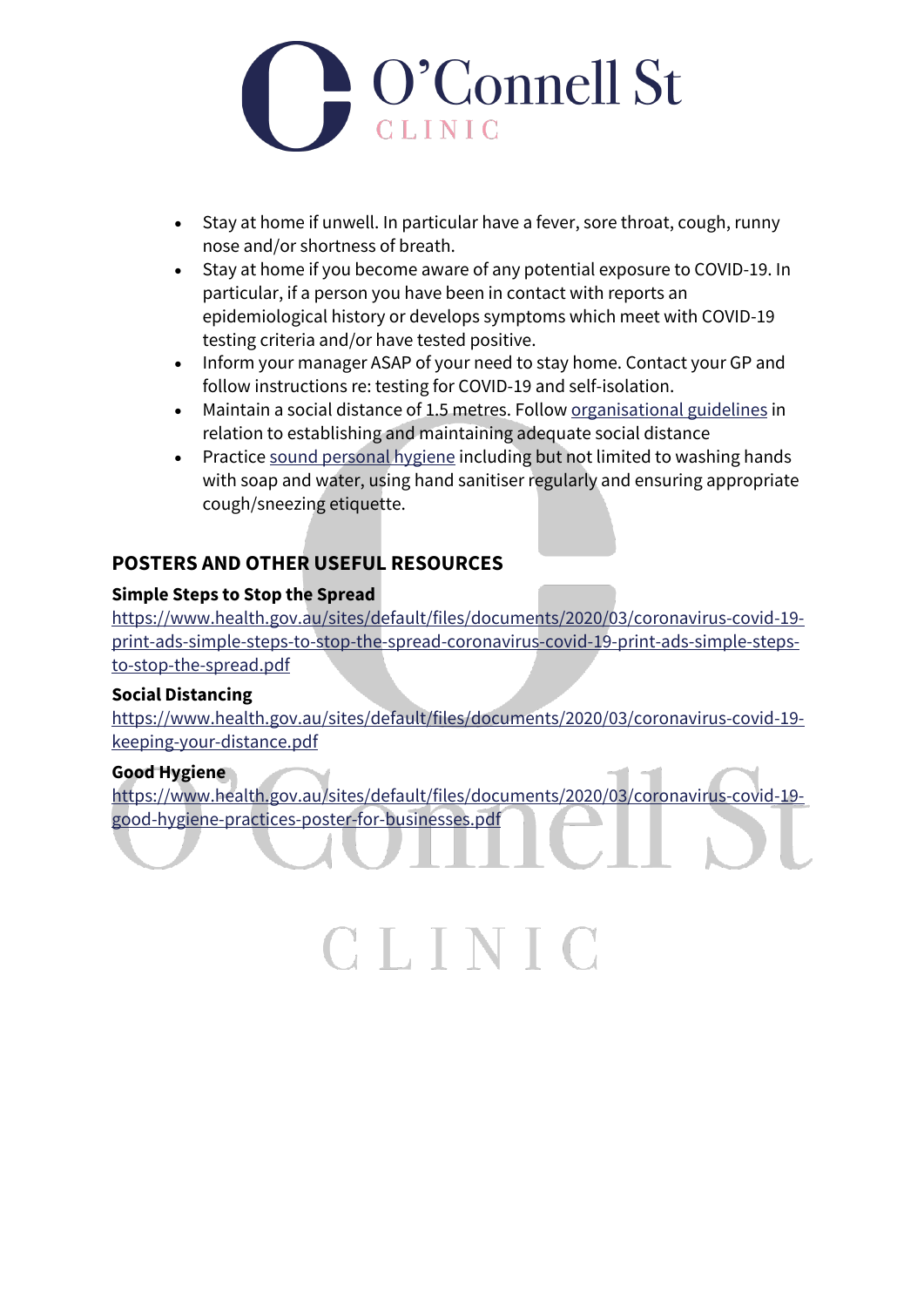- Stay at home if unwell. In particular have a fever, sore throat, cough, runny nose and/or shortness of breath.
- Stay at home if you become aware of any potential exposure to COVID-19. In particular, if a person you have been in contact with reports an epidemiological history or develops symptoms which meet with COVID-19 testing criteria and/or have tested positive.
- Inform your manager ASAP of your need to stay home. Contact your GP and follow instructions re: testing for COVID-19 and self-isolation.
- Maintain a social distance of 1.5 metres. Follow organisational guidelines in relation to establishing and maintaining adequate social distance
- Practice sound personal hygiene including but not limited to washing hands with soap and water, using hand sanitiser regularly and ensuring appropriate cough/sneezing etiquette.

## POSTERS AND OTHER USEFUL RESOURCES

**Simple Steps to Stop the Spread**

https://www.health.gov.au/sites/default/files/documents/2020/03/coronavirus-covid-19-print-ads-simple-steps-to-stop-the-spread-coronavirus-covid-19-print-ads-simple-steps-to-stop-the-spread.pdf

**Social Distancing**

https://www.health.gov.au/sites/default/files/documents/2020/03/coronavirus-covid-19-keeping-your-distance.pdf

**Good Hygiene**

https://www.health.gov.au/sites/default/files/documents/2020/03/coronavirus-covid-19-good-hygiene-practices-poster-for-businesses.pdf